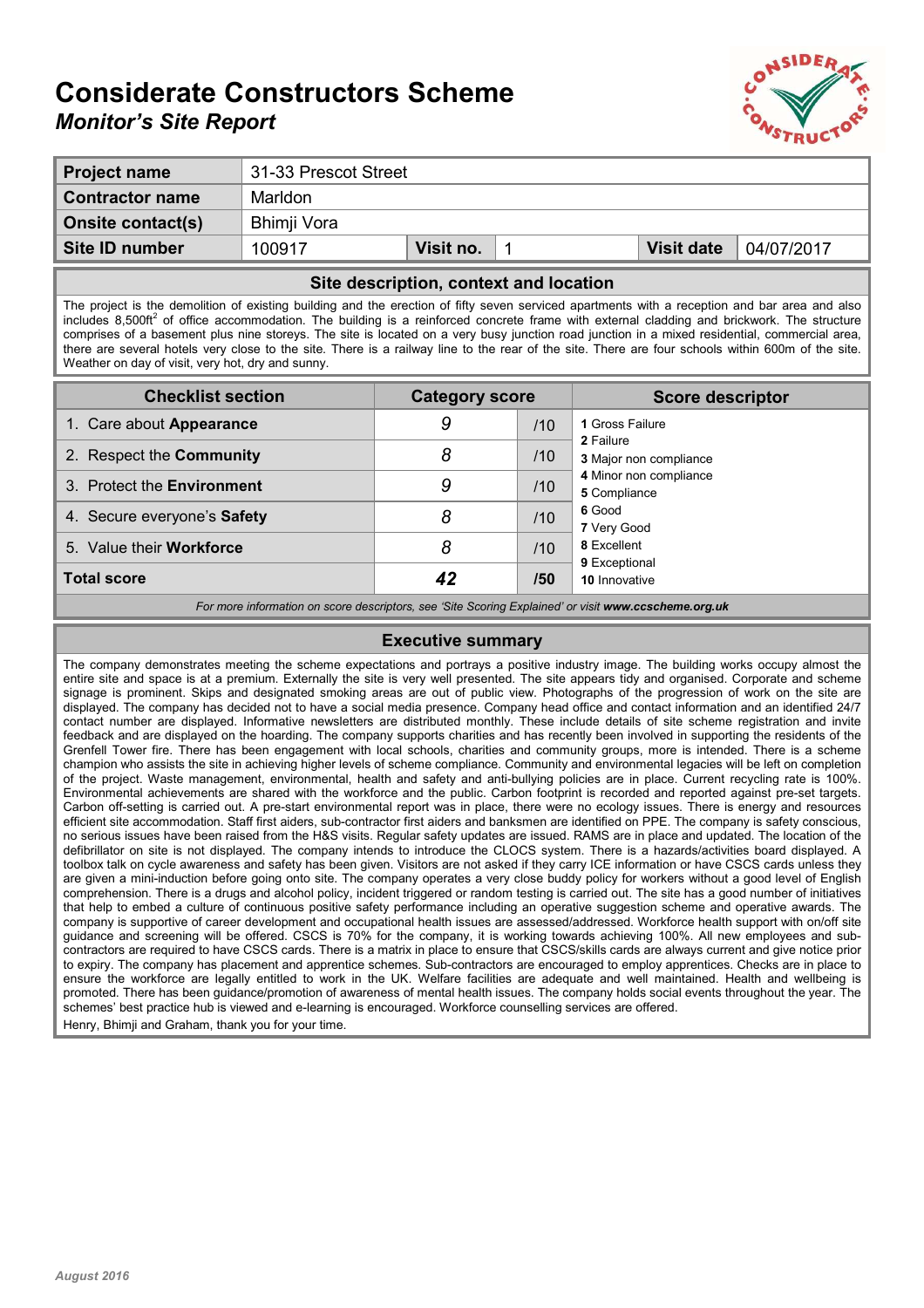# Considerate Constructors Scheme

## *Monitor's Site Report*

| | | | | | |
|---|---|---|---|---|---|
| **Project name** | 31-33 Prescot Street | | | | |
| **Contractor name** | Marldon | | | | |
| **Onsite contact(s)** | Bhimji Vora | | | | |
| **Site ID number** | 100917 | **Visit no.** | 1 | **Visit date** | 04/07/2017 |

### Site description, context and location

The project is the demolition of existing building and the erection of fifty seven serviced apartments with a reception and bar area and also includes 8,500ft$^2$ of office accommodation. The building is a reinforced concrete frame with external cladding and brickwork. The structure comprises of a basement plus nine storeys. The site is located on a very busy junction road junction in a mixed residential, commercial area, there are several hotels very close to the site. There is a railway line to the rear of the site. There are four schools within 600m of the site. Weather on day of visit, very hot, dry and sunny.

| Checklist section | Category score | | Score descriptor |
|---|---|---|---|
| 1. Care about **Appearance** | *9* | /10 | **1** Gross Failure<br>**2** Failure |
| 2. Respect the **Community** | *8* | /10 | **3** Major non compliance |
| 3. Protect the **Environment** | *9* | /10 | **4** Minor non compliance<br>**5** Compliance |
| 4. Secure everyone's **Safety** | *8* | /10 | **6** Good<br>**7** Very Good |
| 5. Value their **Workforce** | *8* | /10 | **8** Excellent<br>**9** Exceptional |
| **Total score** | ***42*** | **/50** | **10** Innovative |

*For more information on score descriptors, see 'Site Scoring Explained' or visit **www.ccscheme.org.uk***

### Executive summary

The company demonstrates meeting the scheme expectations and portrays a positive industry image. The building works occupy almost the entire site and space is at a premium. Externally the site is very well presented. The site appears tidy and organised. Corporate and scheme signage is prominent. Skips and designated smoking areas are out of public view. Photographs of the progression of work on the site are displayed. The company has decided not to have a social media presence. Company head office and contact information and an identified 24/7 contact number are displayed. Informative newsletters are distributed monthly. These include details of site scheme registration and invite feedback and are displayed on the hoarding. The company supports charities and has recently been involved in supporting the residents of the Grenfell Tower fire. There has been engagement with local schools, charities and community groups, more is intended. There is a scheme champion who assists the site in achieving higher levels of scheme compliance. Community and environmental legacies will be left on completion of the project. Waste management, environmental, health and safety and anti-bullying policies are in place. Current recycling rate is 100%. Environmental achievements are shared with the workforce and the public. Carbon footprint is recorded and reported against pre-set targets. Carbon off-setting is carried out. A pre-start environmental report was in place, there were no ecology issues. There is energy and resources efficient site accommodation. Staff first aiders, sub-contractor first aiders and banksmen are identified on PPE. The company is safety conscious, no serious issues have been raised from the H&S visits. Regular safety updates are issued. RAMS are in place and updated. The location of the defibrillator on site is not displayed. The company intends to introduce the CLOCS system. There is a hazards/activities board displayed. A toolbox talk on cycle awareness and safety has been given. Visitors are not asked if they carry ICE information or have CSCS cards unless they are given a mini-induction before going onto site. The company operates a very close buddy policy for workers without a good level of English comprehension. There is a drugs and alcohol policy, incident triggered or random testing is carried out. The site has a good number of initiatives that help to embed a culture of continuous positive safety performance including an operative suggestion scheme and operative awards. The company is supportive of career development and occupational health issues are assessed/addressed. Workforce health support with on/off site guidance and screening will be offered. CSCS is 70% for the company, it is working towards achieving 100%. All new employees and sub-contractors are required to have CSCS cards. There is a matrix in place to ensure that CSCS/skills cards are always current and give notice prior to expiry. The company has placement and apprentice schemes. Sub-contractors are encouraged to employ apprentices. Checks are in place to ensure the workforce are legally entitled to work in the UK. Welfare facilities are adequate and well maintained. Health and wellbeing is promoted. There has been guidance/promotion of awareness of mental health issues. The company holds social events throughout the year. The schemes' best practice hub is viewed and e-learning is encouraged. Workforce counselling services are offered.

Henry, Bhimji and Graham, thank you for your time.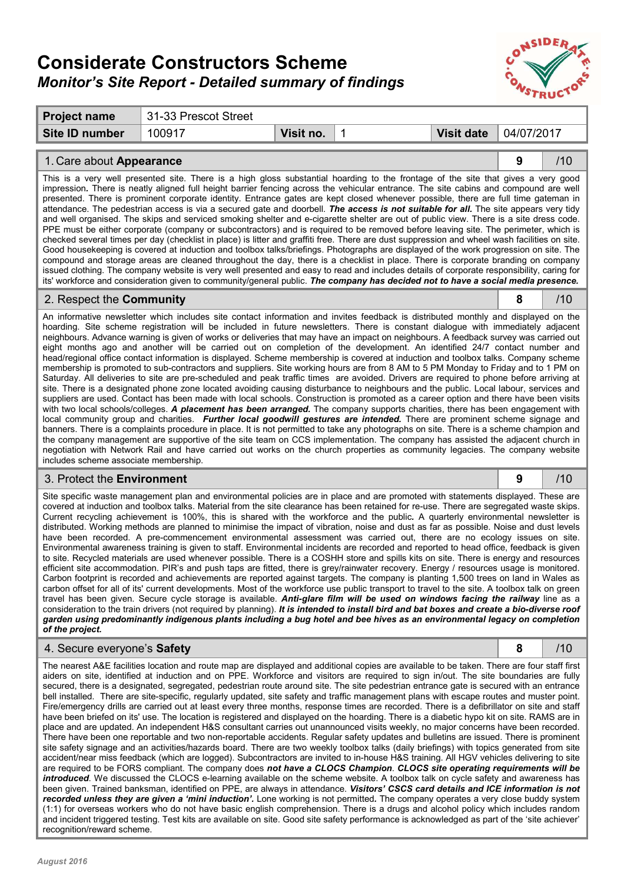# Considerate Constructors Scheme

## *Monitor's Site Report - Detailed summary of findings*

| **Project name** | 31-33 Prescot Street | | | | |
|---|---|---|---|---|---|
| **Site ID number** | 100917 | **Visit no.** | 1 | **Visit date** | 04/07/2017 |

| 1. Care about **Appearance** | 9 | /10 |
|---|---|---|

This is a very well presented site. There is a high gloss substantial hoarding to the frontage of the site that gives a very good impression. There is neatly aligned full height barrier fencing across the vehicular entrance. The site cabins and compound are well presented. There is prominent corporate identity. Entrance gates are kept closed whenever possible, there are full time gateman in attendance. The pedestrian access is via a secured gate and doorbell. ***The access is not suitable for all.*** The site appears very tidy and well organised. The skips and serviced smoking shelter and e-cigarette shelter are out of public view. There is a site dress code. PPE must be either corporate (company or subcontractors) and is required to be removed before leaving site. The perimeter, which is checked several times per day (checklist in place) is litter and graffiti free. There are dust suppression and wheel wash facilities on site. Good housekeeping is covered at induction and toolbox talks/briefings. Photographs are displayed of the work progression on site. The compound and storage areas are cleaned throughout the day, there is a checklist in place. There is corporate branding on company issued clothing. The company website is very well presented and easy to read and includes details of corporate responsibility, caring for its' workforce and consideration given to community/general public. ***The company has decided not to have a social media presence.***

| 2. Respect the **Community** | 8 | /10 |
|---|---|---|

An informative newsletter which includes site contact information and invites feedback is distributed monthly and displayed on the hoarding. Site scheme registration will be included in future newsletters. There is constant dialogue with immediately adjacent neighbours. Advance warning is given of works or deliveries that may have an impact on neighbours. A feedback survey was carried out eight months ago and another will be carried out on completion of the development. An identified 24/7 contact number and head/regional office contact information is displayed. Scheme membership is covered at induction and toolbox talks. Company scheme membership is promoted to sub-contractors and suppliers. Site working hours are from 8 AM to 5 PM Monday to Friday and to 1 PM on Saturday. All deliveries to site are pre-scheduled and peak traffic times are avoided. Drivers are required to phone before arriving at site. There is a designated phone zone located avoiding causing disturbance to neighbours and the public. Local labour, services and suppliers are used. Contact has been made with local schools. Construction is promoted as a career option and there have been visits with two local schools/colleges. ***A placement has been arranged.*** The company supports charities, there has been engagement with local community group and charities. ***Further local goodwill gestures are intended.*** There are prominent scheme signage and banners. There is a complaints procedure in place. It is not permitted to take any photographs on site. There is a scheme champion and the company management are supportive of the site team on CCS implementation. The company has assisted the adjacent church in negotiation with Network Rail and have carried out works on the church properties as community legacies. The company website includes scheme associate membership.

| 3. Protect the **Environment** | 9 | /10 |
|---|---|---|

Site specific waste management plan and environmental policies are in place and are promoted with statements displayed. These are covered at induction and toolbox talks. Material from the site clearance has been retained for re-use. There are segregated waste skips. Current recycling achievement is 100%, this is shared with the workforce and the public. A quarterly environmental newsletter is distributed. Working methods are planned to minimise the impact of vibration, noise and dust as far as possible. Noise and dust levels have been recorded. A pre-commencement environmental assessment was carried out, there are no ecology issues on site. Environmental awareness training is given to staff. Environmental incidents are recorded and reported to head office, feedback is given to site. Recycled materials are used whenever possible. There is a COSHH store and spills kits on site. There is energy and resources efficient site accommodation. PIR's and push taps are fitted, there is grey/rainwater recovery. Energy / resources usage is monitored. Carbon footprint is recorded and achievements are reported against targets. The company is planting 1,500 trees on land in Wales as carbon offset for all of its' current developments. Most of the workforce use public transport to travel to the site. A toolbox talk on green travel has been given. Secure cycle storage is available. ***Anti-glare film will be used on windows facing the railway*** line as a consideration to the train drivers (not required by planning). ***It is intended to install bird and bat boxes and create a bio-diverse roof garden using predominantly indigenous plants including a bug hotel and bee hives as an environmental legacy on completion of the project.***

| 4. Secure everyone's **Safety** | 8 | /10 |
|---|---|---|

The nearest A&E facilities location and route map are displayed and additional copies are available to be taken. There are four staff first aiders on site, identified at induction and on PPE. Workforce and visitors are required to sign in/out. The site boundaries are fully secured, there is a designated, segregated, pedestrian route around site. The site pedestrian entrance gate is secured with an entrance bell installed. There are site-specific, regularly updated, site safety and traffic management plans with escape routes and muster point. Fire/emergency drills are carried out at least every three months, response times are recorded. There is a defibrillator on site and staff have been briefed on its' use. The location is registered and displayed on the hoarding. There is a diabetic hypo kit on site. RAMS are in place and are updated. An independent H&S consultant carries out unannounced visits weekly, no major concerns have been recorded. There have been one reportable and two non-reportable accidents. Regular safety updates and bulletins are issued. There is prominent site safety signage and an activities/hazards board. There are two weekly toolbox talks (daily briefings) with topics generated from site accident/near miss feedback (which are logged). Subcontractors are invited to in-house H&S training. All HGV vehicles delivering to site are required to be FORS compliant. The company does ***not have a CLOCS Champion***. ***CLOCS site operating requirements will be introduced***. We discussed the CLOCS e-learning available on the scheme website. A toolbox talk on cycle safety and awareness has been given. Trained banksman, identified on PPE, are always in attendance. ***Visitors' CSCS card details and ICE information is not recorded unless they are given a 'mini induction'.*** Lone working is not permitted. The company operates a very close buddy system (1:1) for overseas workers who do not have basic english comprehension. There is a drugs and alcohol policy which includes random and incident triggered testing. Test kits are available on site. Good site safety performance is acknowledged as part of the 'site achiever' recognition/reward scheme.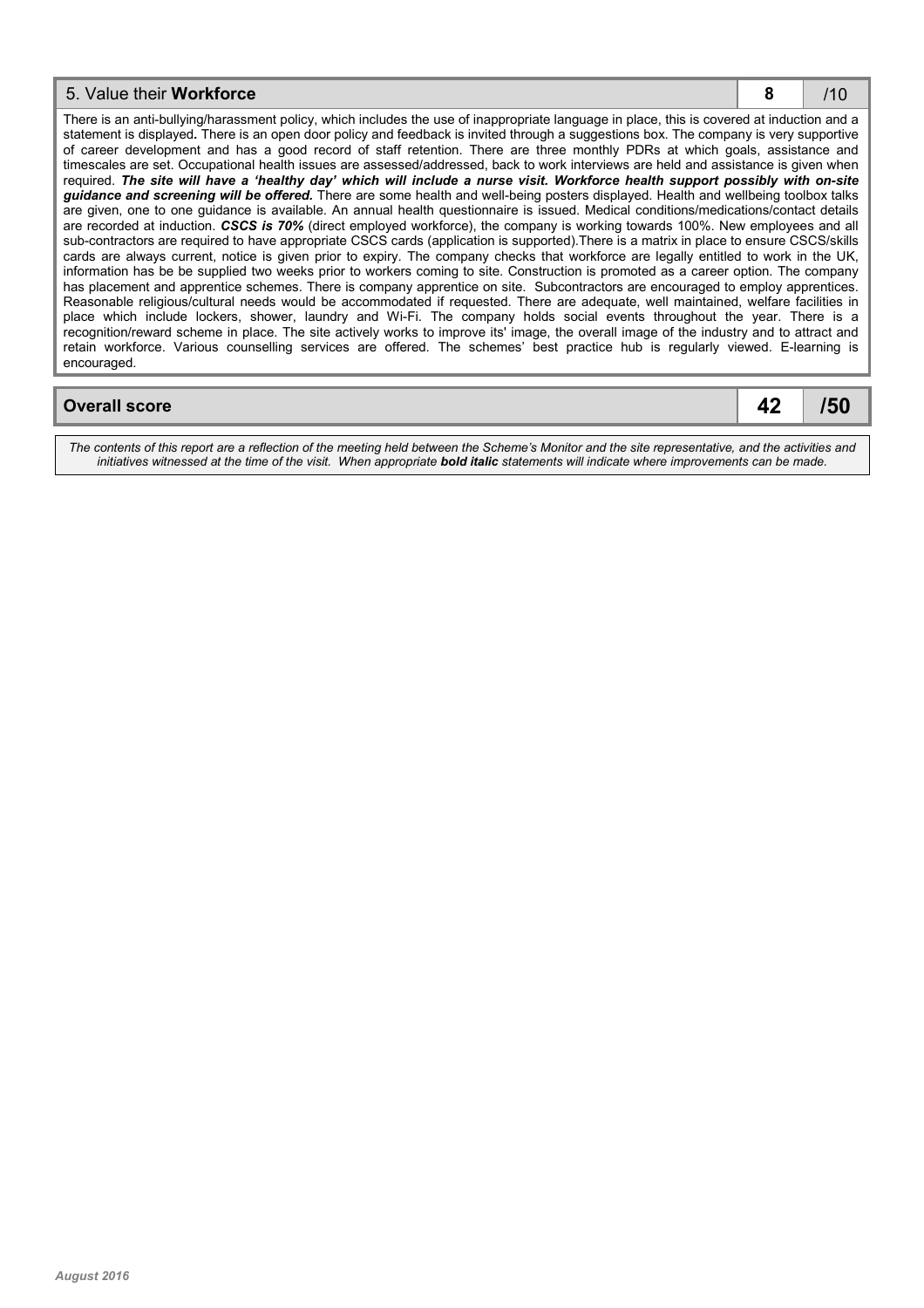| 5. Value their **Workforce** | 8 | /10 |
|---|---|---|

There is an anti-bullying/harassment policy, which includes the use of inappropriate language in place, this is covered at induction and a statement is displayed**.** There is an open door policy and feedback is invited through a suggestions box. The company is very supportive of career development and has a good record of staff retention. There are three monthly PDRs at which goals, assistance and timescales are set. Occupational health issues are assessed/addressed, back to work interviews are held and assistance is given when required. ***The site will have a 'healthy day' which will include a nurse visit. Workforce health support possibly with on-site guidance and screening will be offered.*** There are some health and well-being posters displayed. Health and wellbeing toolbox talks are given, one to one guidance is available. An annual health questionnaire is issued. Medical conditions/medications/contact details are recorded at induction. ***CSCS is 70%*** (direct employed workforce), the company is working towards 100%. New employees and all sub-contractors are required to have appropriate CSCS cards (application is supported).There is a matrix in place to ensure CSCS/skills cards are always current, notice is given prior to expiry. The company checks that workforce are legally entitled to work in the UK, information has be be supplied two weeks prior to workers coming to site. Construction is promoted as a career option. The company has placement and apprentice schemes. There is company apprentice on site. Subcontractors are encouraged to employ apprentices. Reasonable religious/cultural needs would be accommodated if requested. There are adequate, well maintained, welfare facilities in place which include lockers, shower, laundry and Wi-Fi. The company holds social events throughout the year. There is a recognition/reward scheme in place. The site actively works to improve its' image, the overall image of the industry and to attract and retain workforce. Various counselling services are offered. The schemes' best practice hub is regularly viewed. E-learning is encouraged.

| **Overall score** | **42** | **/50** |
|---|---|---|

*The contents of this report are a reflection of the meeting held between the Scheme's Monitor and the site representative, and the activities and initiatives witnessed at the time of the visit. When appropriate* ***bold italic*** *statements will indicate where improvements can be made.*